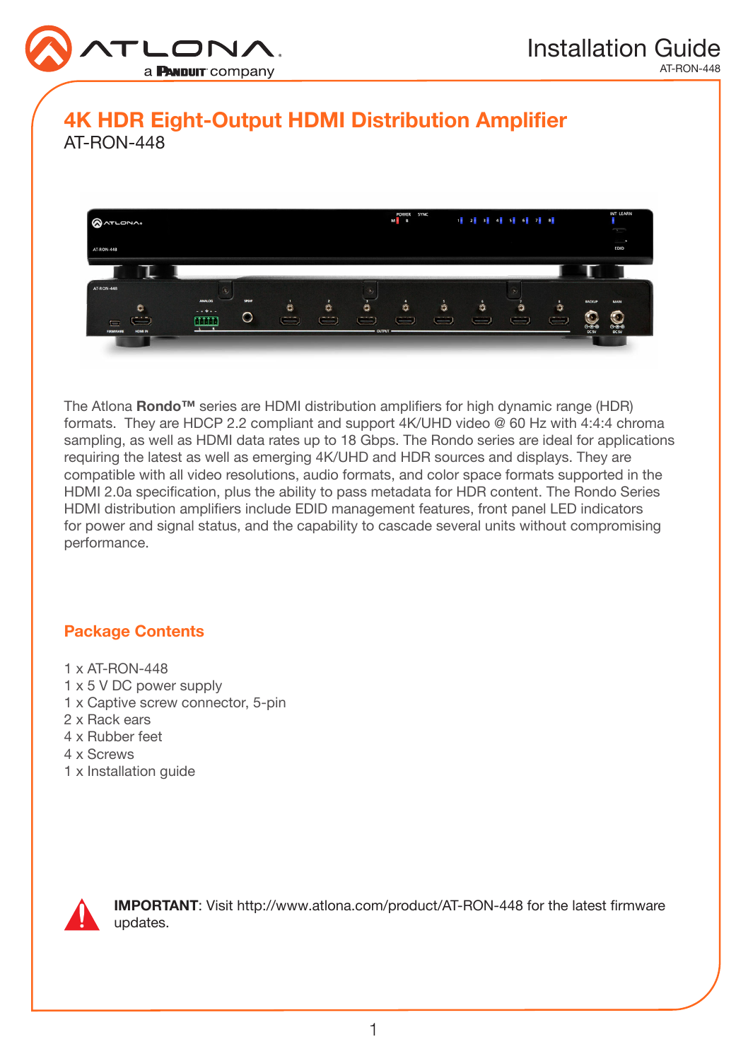# Installation Guide

AT-RON-448

## 4K HDR Eight-Output HDMI Distribution Amplifier

AT-RON-448

The Atlona **Rondo™** series are HDMI distribution amplifiers for high dynamic range (HDR) formats. They are HDCP 2.2 compliant and support 4K/UHD video @ 60 Hz with 4:4:4 chroma sampling, as well as HDMI data rates up to 18 Gbps. The Rondo series are ideal for applications requiring the latest as well as emerging 4K/UHD and HDR sources and displays. They are compatible with all video resolutions, audio formats, and color space formats supported in the HDMI 2.0a specification, plus the ability to pass metadata for HDR content. The Rondo Series HDMI distribution amplifiers include EDID management features, front panel LED indicators for power and signal status, and the capability to cascade several units without compromising performance.

## Package Contents

1 x AT-RON-448
1 x 5 V DC power supply
1 x Captive screw connector, 5-pin
2 x Rack ears
4 x Rubber feet
4 x Screws
1 x Installation guide

**IMPORTANT**: Visit http://www.atlona.com/product/AT-RON-448 for the latest firmware updates.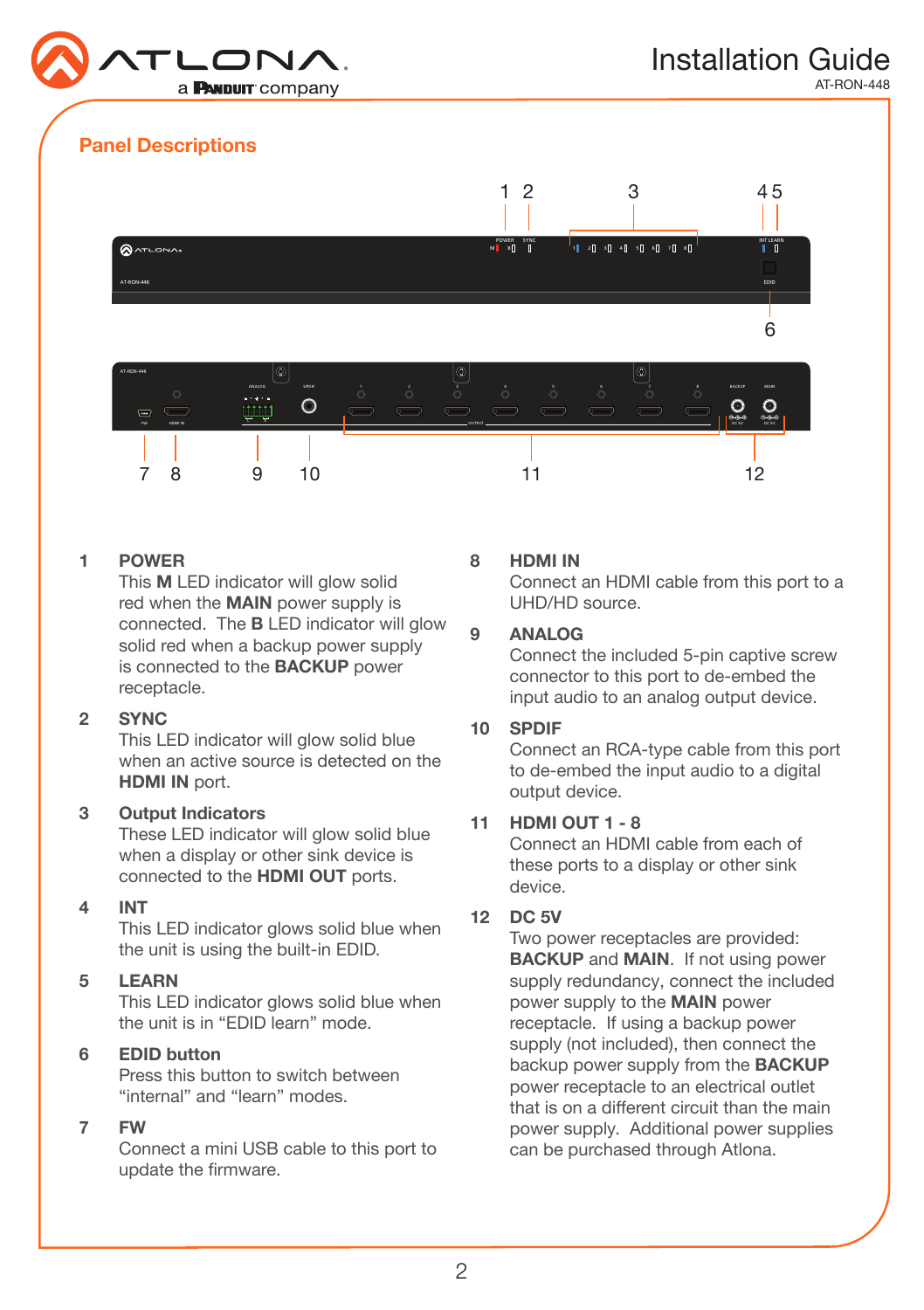## Panel Descriptions

**1 POWER**
This **M** LED indicator will glow solid red when the **MAIN** power supply is connected. The **B** LED indicator will glow solid red when a backup power supply is connected to the **BACKUP** power receptacle.

**2 SYNC**
This LED indicator will glow solid blue when an active source is detected on the **HDMI IN** port.

**3 Output Indicators**
These LED indicator will glow solid blue when a display or other sink device is connected to the **HDMI OUT** ports.

**4 INT**
This LED indicator glows solid blue when the unit is using the built-in EDID.

**5 LEARN**
This LED indicator glows solid blue when the unit is in “EDID learn” mode.

**6 EDID button**
Press this button to switch between “internal” and “learn” modes.

**7 FW**
Connect a mini USB cable to this port to update the firmware.

**8 HDMI IN**
Connect an HDMI cable from this port to a UHD/HD source.

**9 ANALOG**
Connect the included 5-pin captive screw connector to this port to de-embed the input audio to an analog output device.

**10 SPDIF**
Connect an RCA-type cable from this port to de-embed the input audio to a digital output device.

**11 HDMI OUT 1 - 8**
Connect an HDMI cable from each of these ports to a display or other sink device.

**12 DC 5V**
Two power receptacles are provided: **BACKUP** and **MAIN**. If not using power supply redundancy, connect the included power supply to the **MAIN** power receptacle. If using a backup power supply (not included), then connect the backup power supply from the **BACKUP** power receptacle to an electrical outlet that is on a different circuit than the main power supply. Additional power supplies can be purchased through Atlona.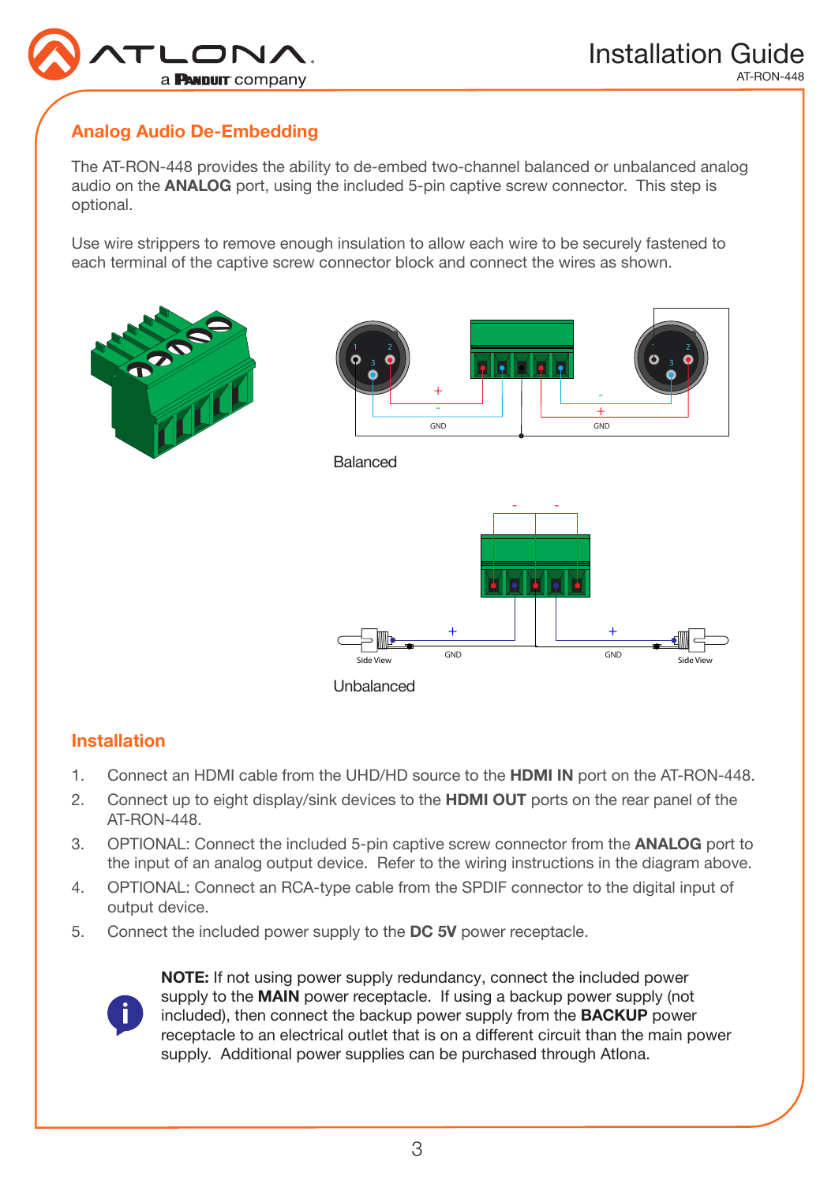## Analog Audio De-Embedding

The AT-RON-448 provides the ability to de-embed two-channel balanced or unbalanced analog audio on the **ANALOG** port, using the included 5-pin captive screw connector. This step is optional.

Use wire strippers to remove enough insulation to allow each wire to be securely fastened to each terminal of the captive screw connector block and connect the wires as shown.

Balanced

Unbalanced

## Installation

1. Connect an HDMI cable from the UHD/HD source to the **HDMI IN** port on the AT-RON-448.
2. Connect up to eight display/sink devices to the **HDMI OUT** ports on the rear panel of the AT-RON-448.
3. OPTIONAL: Connect the included 5-pin captive screw connector from the **ANALOG** port to the input of an analog output device. Refer to the wiring instructions in the diagram above.
4. OPTIONAL: Connect an RCA-type cable from the SPDIF connector to the digital input of output device.
5. Connect the included power supply to the **DC 5V** power receptacle.

**NOTE:** If not using power supply redundancy, connect the included power supply to the **MAIN** power receptacle. If using a backup power supply (not included), then connect the backup power supply from the **BACKUP** power receptacle to an electrical outlet that is on a different circuit than the main power supply. Additional power supplies can be purchased through Atlona.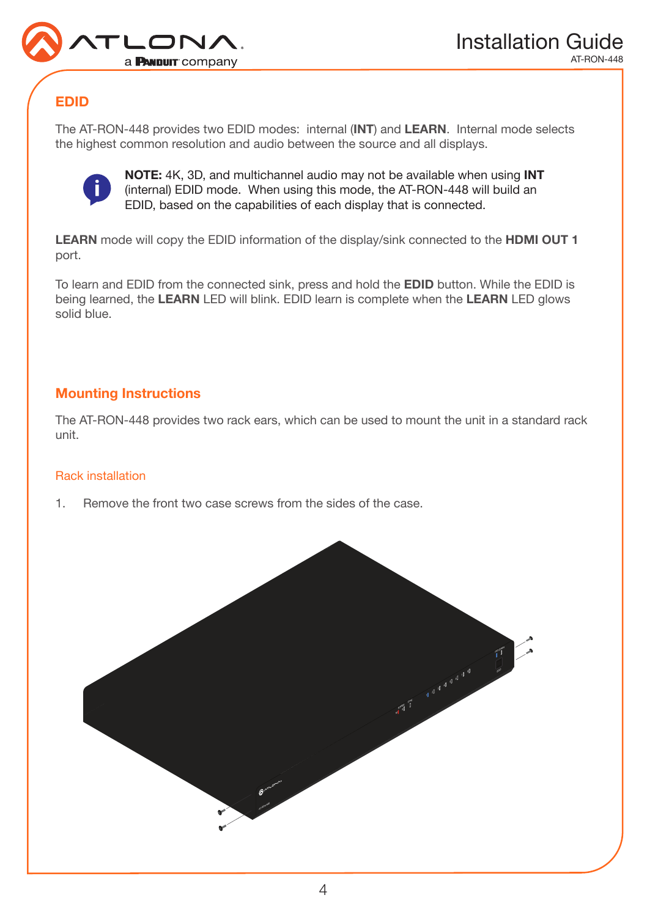## EDID

The AT-RON-448 provides two EDID modes: internal (**INT**) and **LEARN**. Internal mode selects the highest common resolution and audio between the source and all displays.

**NOTE:** 4K, 3D, and multichannel audio may not be available when using **INT** (internal) EDID mode. When using this mode, the AT-RON-448 will build an EDID, based on the capabilities of each display that is connected.

**LEARN** mode will copy the EDID information of the display/sink connected to the **HDMI OUT 1** port.

To learn and EDID from the connected sink, press and hold the **EDID** button. While the EDID is being learned, the **LEARN** LED will blink. EDID learn is complete when the **LEARN** LED glows solid blue.

## Mounting Instructions

The AT-RON-448 provides two rack ears, which can be used to mount the unit in a standard rack unit.

### Rack installation

1. Remove the front two case screws from the sides of the case.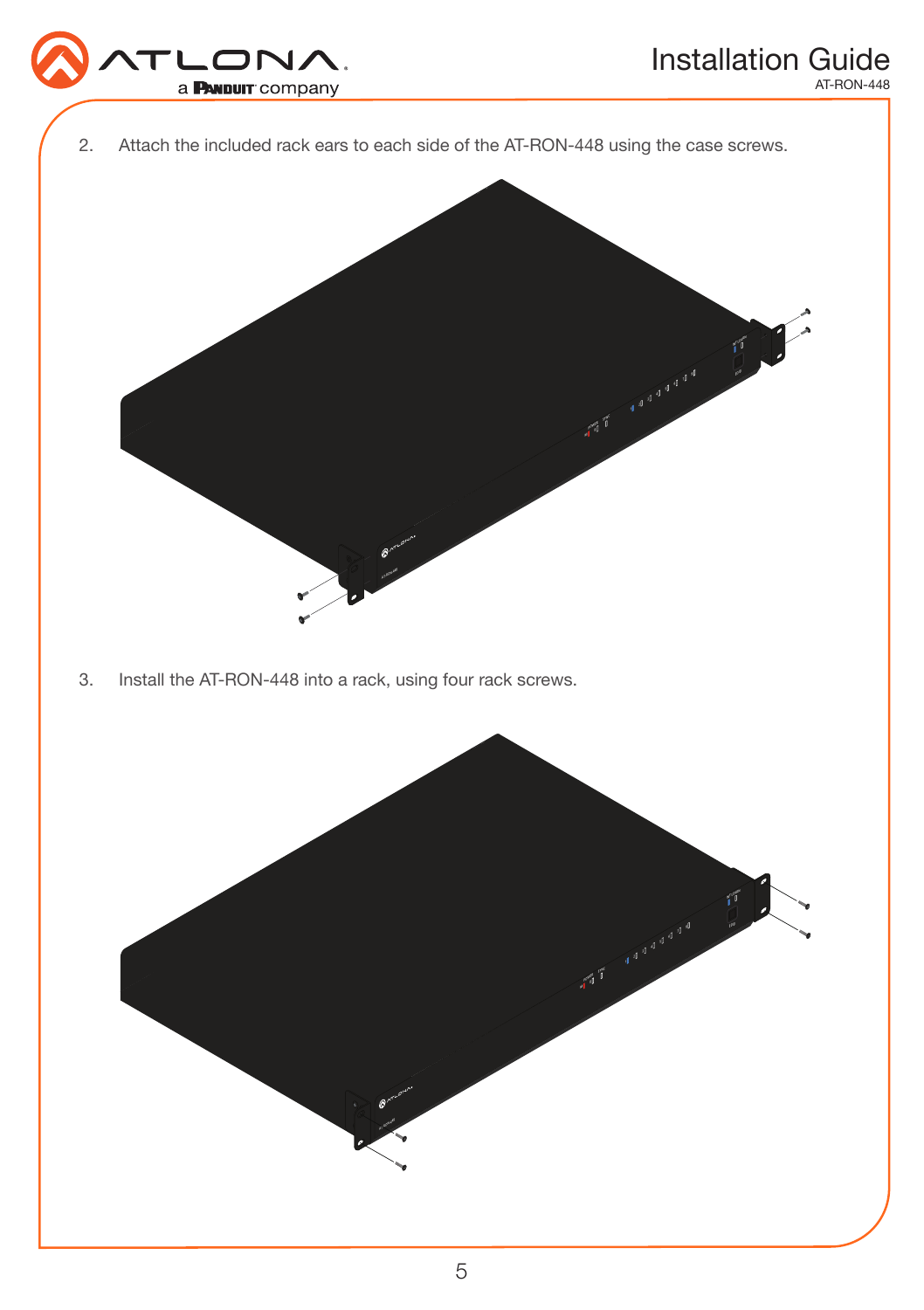2. Attach the included rack ears to each side of the AT-RON-448 using the case screws.

3. Install the AT-RON-448 into a rack, using four rack screws.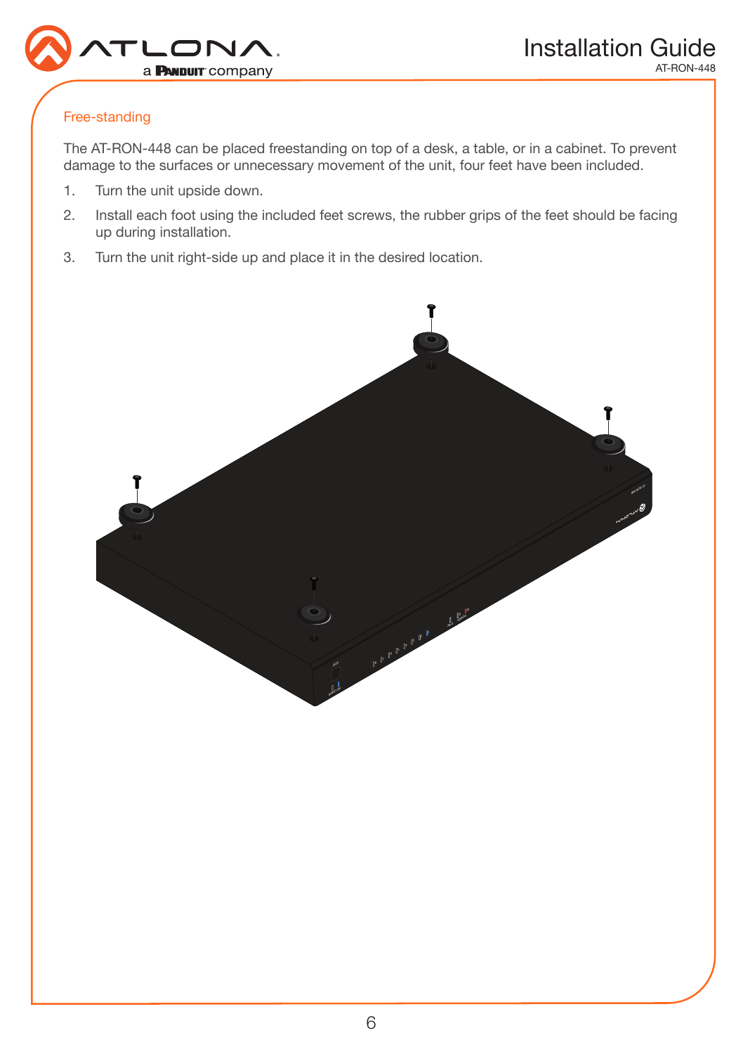## Free-standing

The AT-RON-448 can be placed freestanding on top of a desk, a table, or in a cabinet. To prevent damage to the surfaces or unnecessary movement of the unit, four feet have been included.

1. Turn the unit upside down.
2. Install each foot using the included feet screws, the rubber grips of the feet should be facing up during installation.
3. Turn the unit right-side up and place it in the desired location.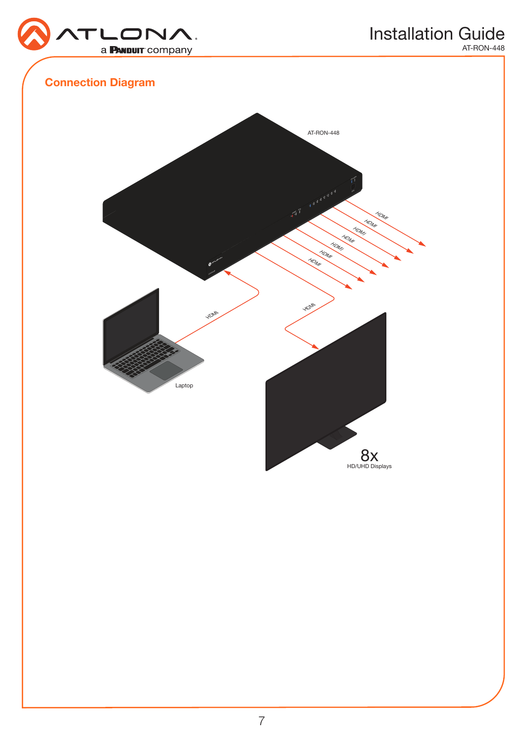## Connection Diagram

AT-RON-448

HDMI

HDMI

HDMI

HDMI

HDMI

HDMI

HDMI

HDMI

HDMI

Laptop

8x
HD/UHD Displays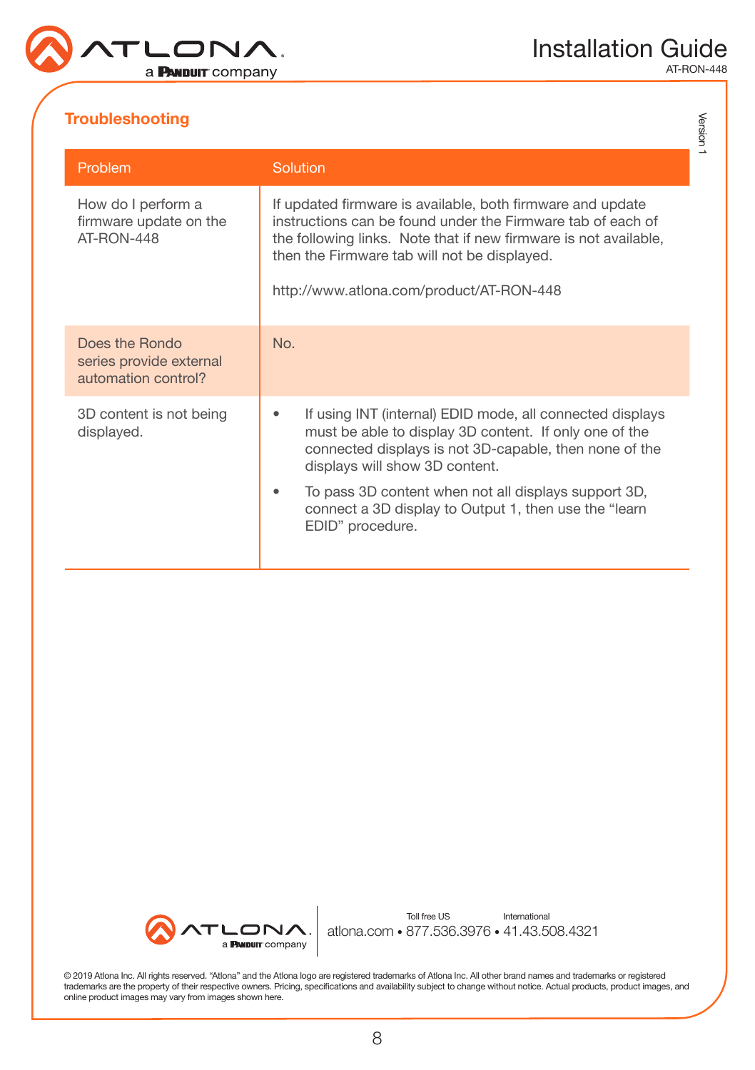## Troubleshooting

| Problem | Solution |
|---|---|
| How do I perform a firmware update on the AT-RON-448 | If updated firmware is available, both firmware and update instructions can be found under the Firmware tab of each of the following links. Note that if new firmware is not available, then the Firmware tab will not be displayed.<br><br>http://www.atlona.com/product/AT-RON-448 |
| Does the Rondo series provide external automation control? | No. |
| 3D content is not being displayed. | • If using INT (internal) EDID mode, all connected displays must be able to display 3D content. If only one of the connected displays is not 3D-capable, then none of the displays will show 3D content.<br>• To pass 3D content when not all displays support 3D, connect a 3D display to Output 1, then use the “learn EDID” procedure. |

atlona.com • Toll free US 877.536.3976 • International 41.43.508.4321

© 2019 Atlona Inc. All rights reserved. “Atlona” and the Atlona logo are registered trademarks of Atlona Inc. All other brand names and trademarks or registered trademarks are the property of their respective owners. Pricing, specifications and availability subject to change without notice. Actual products, product images, and online product images may vary from images shown here.